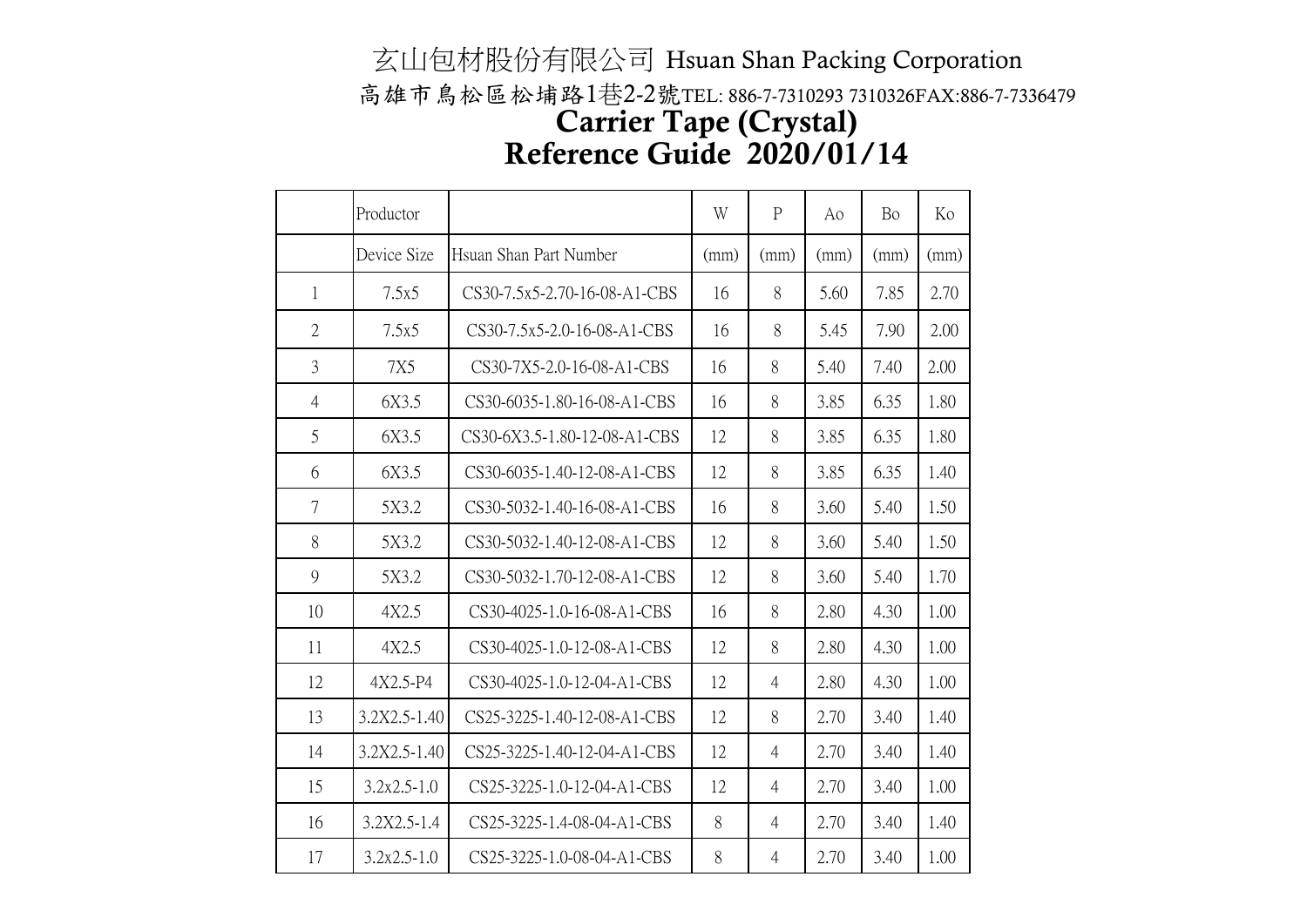玄山包材股份有限公司 Hsuan Shan Packing Corporation

高雄市鳥松區松埔路1巷2-2號TEL: 886-7-7310293 7310326FAX:886-7-7336479

# Carrier Tape (Crystal)
# Reference Guide 2020/01/14

| | Productor | | W | P | Ao | Bo | Ko |
|---|---|---|---|---|---|---|---|
| | Device Size | Hsuan Shan Part Number | (mm) | (mm) | (mm) | (mm) | (mm) |
| 1 | 7.5x5 | CS30-7.5x5-2.70-16-08-A1-CBS | 16 | 8 | 5.60 | 7.85 | 2.70 |
| 2 | 7.5x5 | CS30-7.5x5-2.0-16-08-A1-CBS | 16 | 8 | 5.45 | 7.90 | 2.00 |
| 3 | 7X5 | CS30-7X5-2.0-16-08-A1-CBS | 16 | 8 | 5.40 | 7.40 | 2.00 |
| 4 | 6X3.5 | CS30-6035-1.80-16-08-A1-CBS | 16 | 8 | 3.85 | 6.35 | 1.80 |
| 5 | 6X3.5 | CS30-6X3.5-1.80-12-08-A1-CBS | 12 | 8 | 3.85 | 6.35 | 1.80 |
| 6 | 6X3.5 | CS30-6035-1.40-12-08-A1-CBS | 12 | 8 | 3.85 | 6.35 | 1.40 |
| 7 | 5X3.2 | CS30-5032-1.40-16-08-A1-CBS | 16 | 8 | 3.60 | 5.40 | 1.50 |
| 8 | 5X3.2 | CS30-5032-1.40-12-08-A1-CBS | 12 | 8 | 3.60 | 5.40 | 1.50 |
| 9 | 5X3.2 | CS30-5032-1.70-12-08-A1-CBS | 12 | 8 | 3.60 | 5.40 | 1.70 |
| 10 | 4X2.5 | CS30-4025-1.0-16-08-A1-CBS | 16 | 8 | 2.80 | 4.30 | 1.00 |
| 11 | 4X2.5 | CS30-4025-1.0-12-08-A1-CBS | 12 | 8 | 2.80 | 4.30 | 1.00 |
| 12 | 4X2.5-P4 | CS30-4025-1.0-12-04-A1-CBS | 12 | 4 | 2.80 | 4.30 | 1.00 |
| 13 | 3.2X2.5-1.40 | CS25-3225-1.40-12-08-A1-CBS | 12 | 8 | 2.70 | 3.40 | 1.40 |
| 14 | 3.2X2.5-1.40 | CS25-3225-1.40-12-04-A1-CBS | 12 | 4 | 2.70 | 3.40 | 1.40 |
| 15 | 3.2x2.5-1.0 | CS25-3225-1.0-12-04-A1-CBS | 12 | 4 | 2.70 | 3.40 | 1.00 |
| 16 | 3.2X2.5-1.4 | CS25-3225-1.4-08-04-A1-CBS | 8 | 4 | 2.70 | 3.40 | 1.40 |
| 17 | 3.2x2.5-1.0 | CS25-3225-1.0-08-04-A1-CBS | 8 | 4 | 2.70 | 3.40 | 1.00 |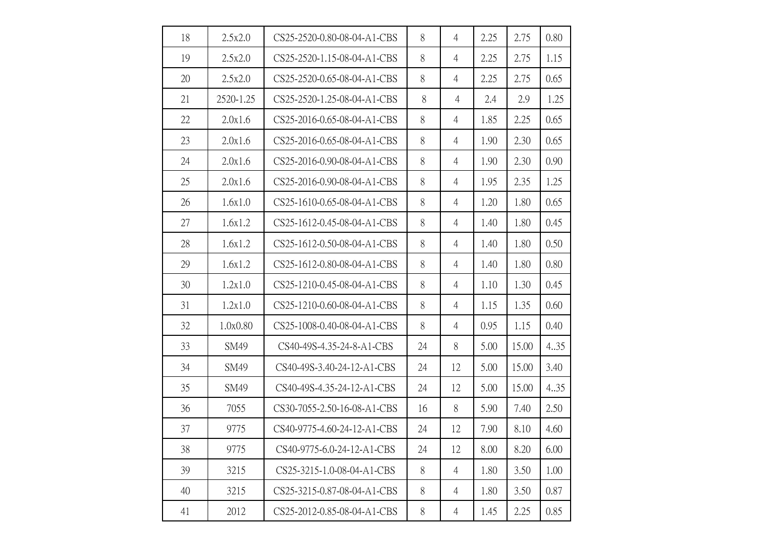| | | | | | | | |
|---|---|---|---|---|---|---|---|
| 18 | 2.5x2.0 | CS25-2520-0.80-08-04-A1-CBS | 8 | 4 | 2.25 | 2.75 | 0.80 |
| 19 | 2.5x2.0 | CS25-2520-1.15-08-04-A1-CBS | 8 | 4 | 2.25 | 2.75 | 1.15 |
| 20 | 2.5x2.0 | CS25-2520-0.65-08-04-A1-CBS | 8 | 4 | 2.25 | 2.75 | 0.65 |
| 21 | 2520-1.25 | CS25-2520-1.25-08-04-A1-CBS | 8 | 4 | 2.4 | 2.9 | 1.25 |
| 22 | 2.0x1.6 | CS25-2016-0.65-08-04-A1-CBS | 8 | 4 | 1.85 | 2.25 | 0.65 |
| 23 | 2.0x1.6 | CS25-2016-0.65-08-04-A1-CBS | 8 | 4 | 1.90 | 2.30 | 0.65 |
| 24 | 2.0x1.6 | CS25-2016-0.90-08-04-A1-CBS | 8 | 4 | 1.90 | 2.30 | 0.90 |
| 25 | 2.0x1.6 | CS25-2016-0.90-08-04-A1-CBS | 8 | 4 | 1.95 | 2.35 | 1.25 |
| 26 | 1.6x1.0 | CS25-1610-0.65-08-04-A1-CBS | 8 | 4 | 1.20 | 1.80 | 0.65 |
| 27 | 1.6x1.2 | CS25-1612-0.45-08-04-A1-CBS | 8 | 4 | 1.40 | 1.80 | 0.45 |
| 28 | 1.6x1.2 | CS25-1612-0.50-08-04-A1-CBS | 8 | 4 | 1.40 | 1.80 | 0.50 |
| 29 | 1.6x1.2 | CS25-1612-0.80-08-04-A1-CBS | 8 | 4 | 1.40 | 1.80 | 0.80 |
| 30 | 1.2x1.0 | CS25-1210-0.45-08-04-A1-CBS | 8 | 4 | 1.10 | 1.30 | 0.45 |
| 31 | 1.2x1.0 | CS25-1210-0.60-08-04-A1-CBS | 8 | 4 | 1.15 | 1.35 | 0.60 |
| 32 | 1.0x0.80 | CS25-1008-0.40-08-04-A1-CBS | 8 | 4 | 0.95 | 1.15 | 0.40 |
| 33 | SM49 | CS40-49S-4.35-24-8-A1-CBS | 24 | 8 | 5.00 | 15.00 | 4..35 |
| 34 | SM49 | CS40-49S-3.40-24-12-A1-CBS | 24 | 12 | 5.00 | 15.00 | 3.40 |
| 35 | SM49 | CS40-49S-4.35-24-12-A1-CBS | 24 | 12 | 5.00 | 15.00 | 4..35 |
| 36 | 7055 | CS30-7055-2.50-16-08-A1-CBS | 16 | 8 | 5.90 | 7.40 | 2.50 |
| 37 | 9775 | CS40-9775-4.60-24-12-A1-CBS | 24 | 12 | 7.90 | 8.10 | 4.60 |
| 38 | 9775 | CS40-9775-6.0-24-12-A1-CBS | 24 | 12 | 8.00 | 8.20 | 6.00 |
| 39 | 3215 | CS25-3215-1.0-08-04-A1-CBS | 8 | 4 | 1.80 | 3.50 | 1.00 |
| 40 | 3215 | CS25-3215-0.87-08-04-A1-CBS | 8 | 4 | 1.80 | 3.50 | 0.87 |
| 41 | 2012 | CS25-2012-0.85-08-04-A1-CBS | 8 | 4 | 1.45 | 2.25 | 0.85 |